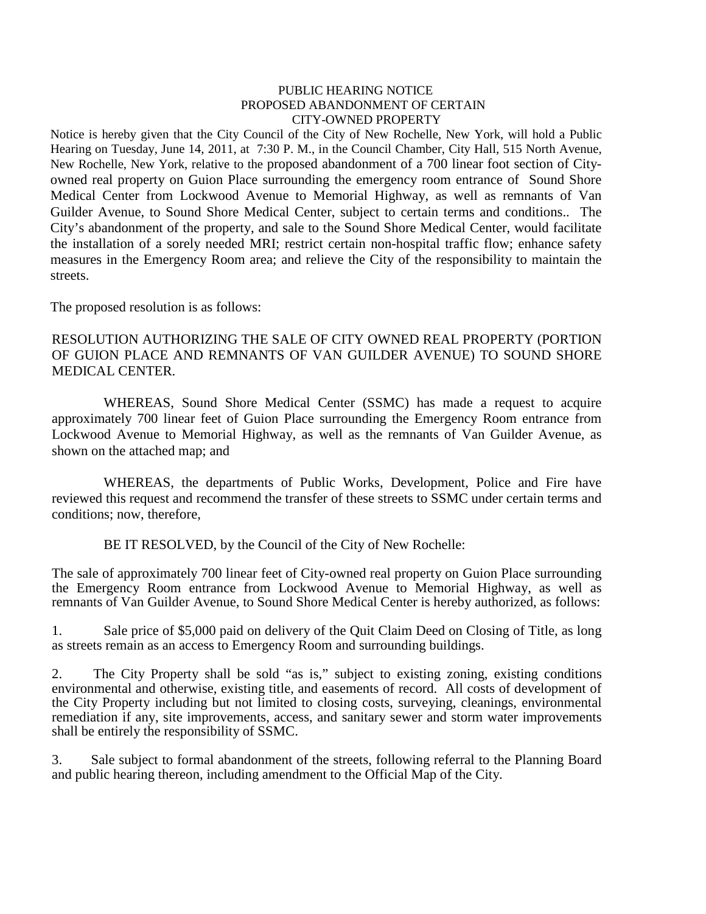# PUBLIC HEARING NOTICE
## PROPOSED ABANDONMENT OF CERTAIN CITY-OWNED PROPERTY

Notice is hereby given that the City Council of the City of New Rochelle, New York, will hold a Public Hearing on Tuesday, June 14, 2011, at 7:30 P. M., in the Council Chamber, City Hall, 515 North Avenue, New Rochelle, New York, relative to the proposed abandonment of a 700 linear foot section of City-owned real property on Guion Place surrounding the emergency room entrance of Sound Shore Medical Center from Lockwood Avenue to Memorial Highway, as well as remnants of Van Guilder Avenue, to Sound Shore Medical Center, subject to certain terms and conditions.. The City's abandonment of the property, and sale to the Sound Shore Medical Center, would facilitate the installation of a sorely needed MRI; restrict certain non-hospital traffic flow; enhance safety measures in the Emergency Room area; and relieve the City of the responsibility to maintain the streets.

The proposed resolution is as follows:

RESOLUTION AUTHORIZING THE SALE OF CITY OWNED REAL PROPERTY (PORTION OF GUION PLACE AND REMNANTS OF VAN GUILDER AVENUE) TO SOUND SHORE MEDICAL CENTER.

WHEREAS, Sound Shore Medical Center (SSMC) has made a request to acquire approximately 700 linear feet of Guion Place surrounding the Emergency Room entrance from Lockwood Avenue to Memorial Highway, as well as the remnants of Van Guilder Avenue, as shown on the attached map; and

WHEREAS, the departments of Public Works, Development, Police and Fire have reviewed this request and recommend the transfer of these streets to SSMC under certain terms and conditions; now, therefore,

BE IT RESOLVED, by the Council of the City of New Rochelle:

The sale of approximately 700 linear feet of City-owned real property on Guion Place surrounding the Emergency Room entrance from Lockwood Avenue to Memorial Highway, as well as remnants of Van Guilder Avenue, to Sound Shore Medical Center is hereby authorized, as follows:

1. Sale price of $5,000 paid on delivery of the Quit Claim Deed on Closing of Title, as long as streets remain as an access to Emergency Room and surrounding buildings.

2. The City Property shall be sold "as is," subject to existing zoning, existing conditions environmental and otherwise, existing title, and easements of record. All costs of development of the City Property including but not limited to closing costs, surveying, cleanings, environmental remediation if any, site improvements, access, and sanitary sewer and storm water improvements shall be entirely the responsibility of SSMC.

3. Sale subject to formal abandonment of the streets, following referral to the Planning Board and public hearing thereon, including amendment to the Official Map of the City.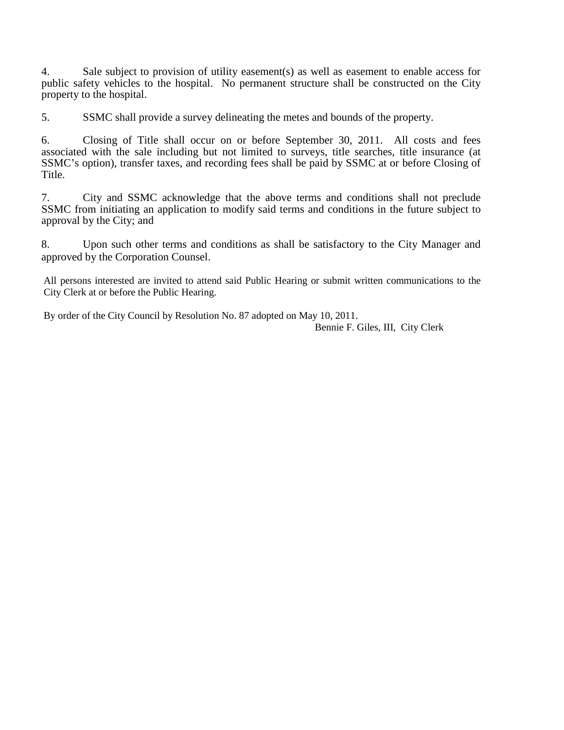4. Sale subject to provision of utility easement(s) as well as easement to enable access for public safety vehicles to the hospital. No permanent structure shall be constructed on the City property to the hospital.

5. SSMC shall provide a survey delineating the metes and bounds of the property.

6. Closing of Title shall occur on or before September 30, 2011. All costs and fees associated with the sale including but not limited to surveys, title searches, title insurance (at SSMC's option), transfer taxes, and recording fees shall be paid by SSMC at or before Closing of Title.

7. City and SSMC acknowledge that the above terms and conditions shall not preclude SSMC from initiating an application to modify said terms and conditions in the future subject to approval by the City; and

8. Upon such other terms and conditions as shall be satisfactory to the City Manager and approved by the Corporation Counsel.

All persons interested are invited to attend said Public Hearing or submit written communications to the City Clerk at or before the Public Hearing.

By order of the City Council by Resolution No. 87 adopted on May 10, 2011.

Bennie F. Giles, III, City Clerk